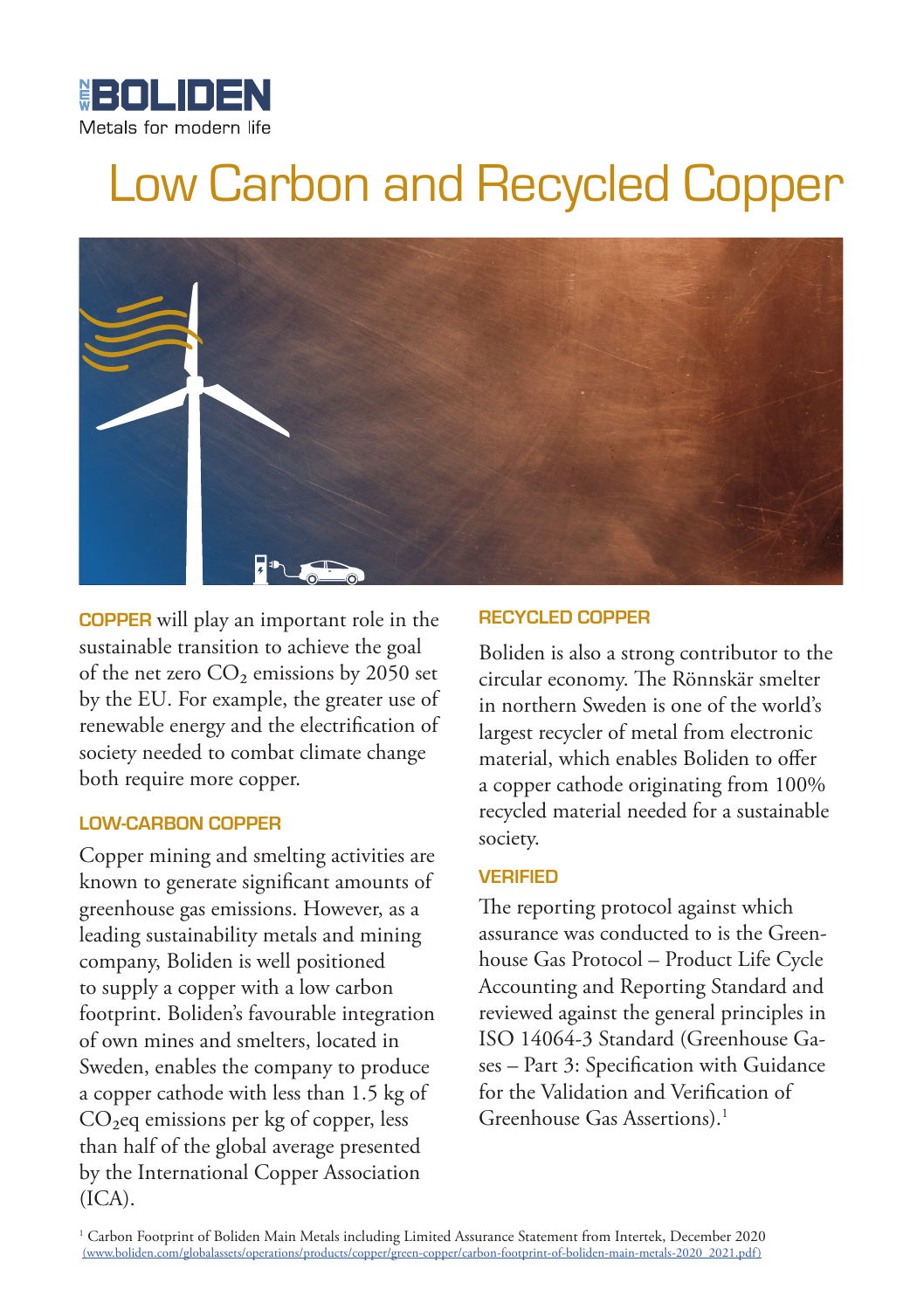NEW BOLIDEN

Metals for modern life

# Low Carbon and Recycled Copper

**COPPER** will play an important role in the sustainable transition to achieve the goal of the net zero $CO_2$ emissions by 2050 set by the EU. For example, the greater use of renewable energy and the electrification of society needed to combat climate change both require more copper.

## LOW-CARBON COPPER

Copper mining and smelting activities are known to generate significant amounts of greenhouse gas emissions. However, as a leading sustainability metals and mining company, Boliden is well positioned to supply a copper with a low carbon footprint. Boliden's favourable integration of own mines and smelters, located in Sweden, enables the company to produce a copper cathode with less than 1.5 kg of $CO_2$eq emissions per kg of copper, less than half of the global average presented by the International Copper Association (ICA).

## RECYCLED COPPER

Boliden is also a strong contributor to the circular economy. The Rönnskär smelter in northern Sweden is one of the world's largest recycler of metal from electronic material, which enables Boliden to offer a copper cathode originating from 100% recycled material needed for a sustainable society.

## VERIFIED

The reporting protocol against which assurance was conducted to is the Greenhouse Gas Protocol – Product Life Cycle Accounting and Reporting Standard and reviewed against the general principles in ISO 14064-3 Standard (Greenhouse Gases – Part 3: Specification with Guidance for the Validation and Verification of Greenhouse Gas Assertions).[1]

[1] Carbon Footprint of Boliden Main Metals including Limited Assurance Statement from Intertek, December 2020 (www.boliden.com/globalassets/operations/products/copper/green-copper/carbon-footprint-of-boliden-main-metals-2020_2021.pdf)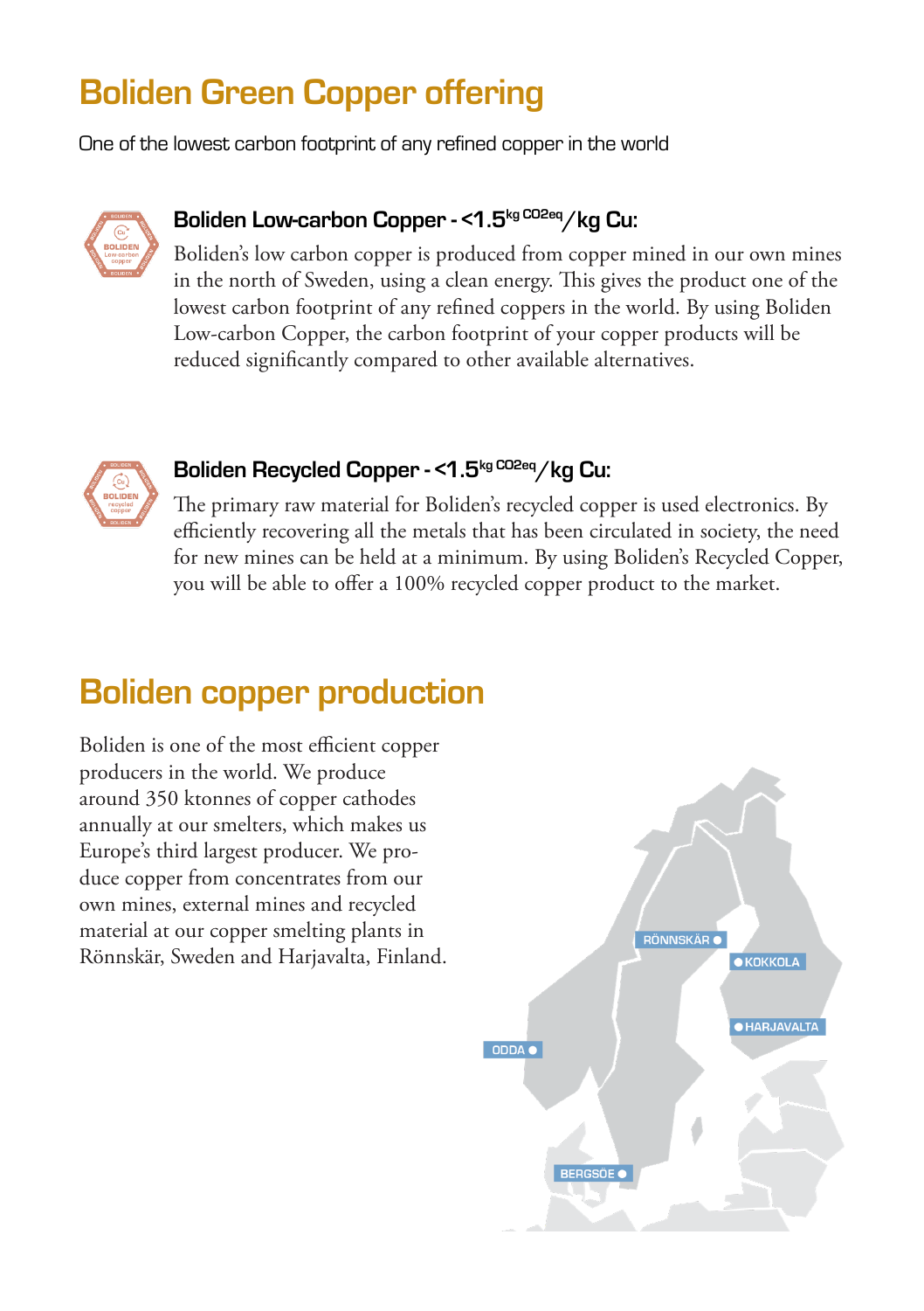# Boliden Green Copper offering

One of the lowest carbon footprint of any refined copper in the world

### Boliden Low-carbon Copper - <1.5 kg CO2eq/kg Cu:

Boliden's low carbon copper is produced from copper mined in our own mines in the north of Sweden, using a clean energy. This gives the product one of the lowest carbon footprint of any refined coppers in the world. By using Boliden Low-carbon Copper, the carbon footprint of your copper products will be reduced significantly compared to other available alternatives.

### Boliden Recycled Copper - <1.5 kg CO2eq/kg Cu:

The primary raw material for Boliden's recycled copper is used electronics. By efficiently recovering all the metals that has been circulated in society, the need for new mines can be held at a minimum. By using Boliden's Recycled Copper, you will be able to offer a 100% recycled copper product to the market.

# Boliden copper production

Boliden is one of the most efficient copper producers in the world. We produce around 350 ktonnes of copper cathodes annually at our smelters, which makes us Europe's third largest producer. We produce copper from concentrates from our own mines, external mines and recycled material at our copper smelting plants in Rönnskär, Sweden and Harjavalta, Finland.

RÖNNSKÄR
KOKKOLA
HARJAVALTA
ODDA
BERGSÖE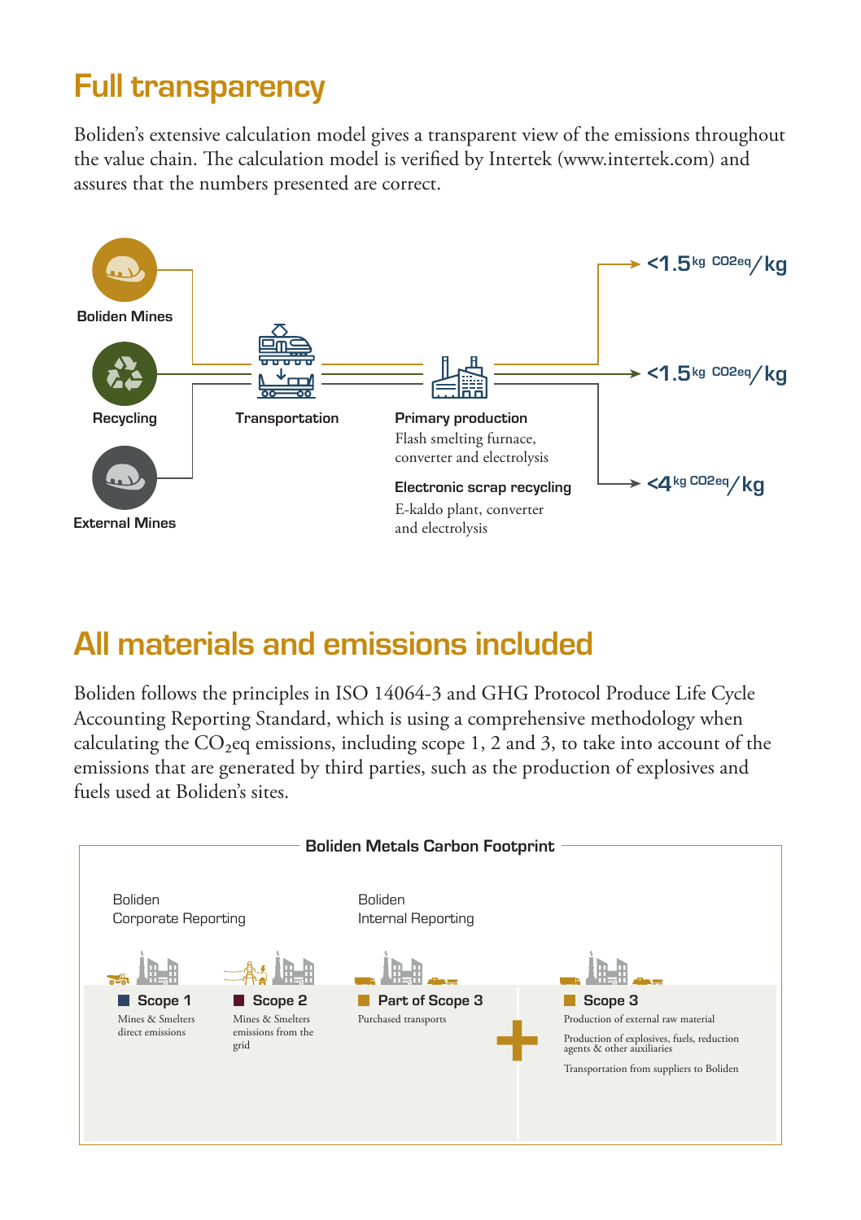## Full transparency

Boliden's extensive calculation model gives a transparent view of the emissions throughout the value chain. The calculation model is verified by Intertek (www.intertek.com) and assures that the numbers presented are correct.

Boliden Mines

Recycling

External Mines

Transportation

**Primary production**
Flash smelting furnace, converter and electrolysis

**Electronic scrap recycling**
E-kaldo plant, converter and electrolysis

<1.5 kg $CO_2$eq/kg

<1.5 kg $CO_2$eq/kg

<4 kg $CO_2$eq/kg

## All materials and emissions included

Boliden follows the principles in ISO 14064-3 and GHG Protocol Produce Life Cycle Accounting Reporting Standard, which is using a comprehensive methodology when calculating the $CO_2$eq emissions, including scope 1, 2 and 3, to take into account of the emissions that are generated by third parties, such as the production of explosives and fuels used at Boliden's sites.

**Boliden Metals Carbon Footprint**

Boliden Corporate Reporting

**Scope 1**
Mines & Smelters direct emissions

**Scope 2**
Mines & Smelters emissions from the grid

Boliden Internal Reporting

**Part of Scope 3**
Purchased transports

+

**Scope 3**
Production of external raw material

Production of explosives, fuels, reduction agents & other auxiliaries

Transportation from suppliers to Boliden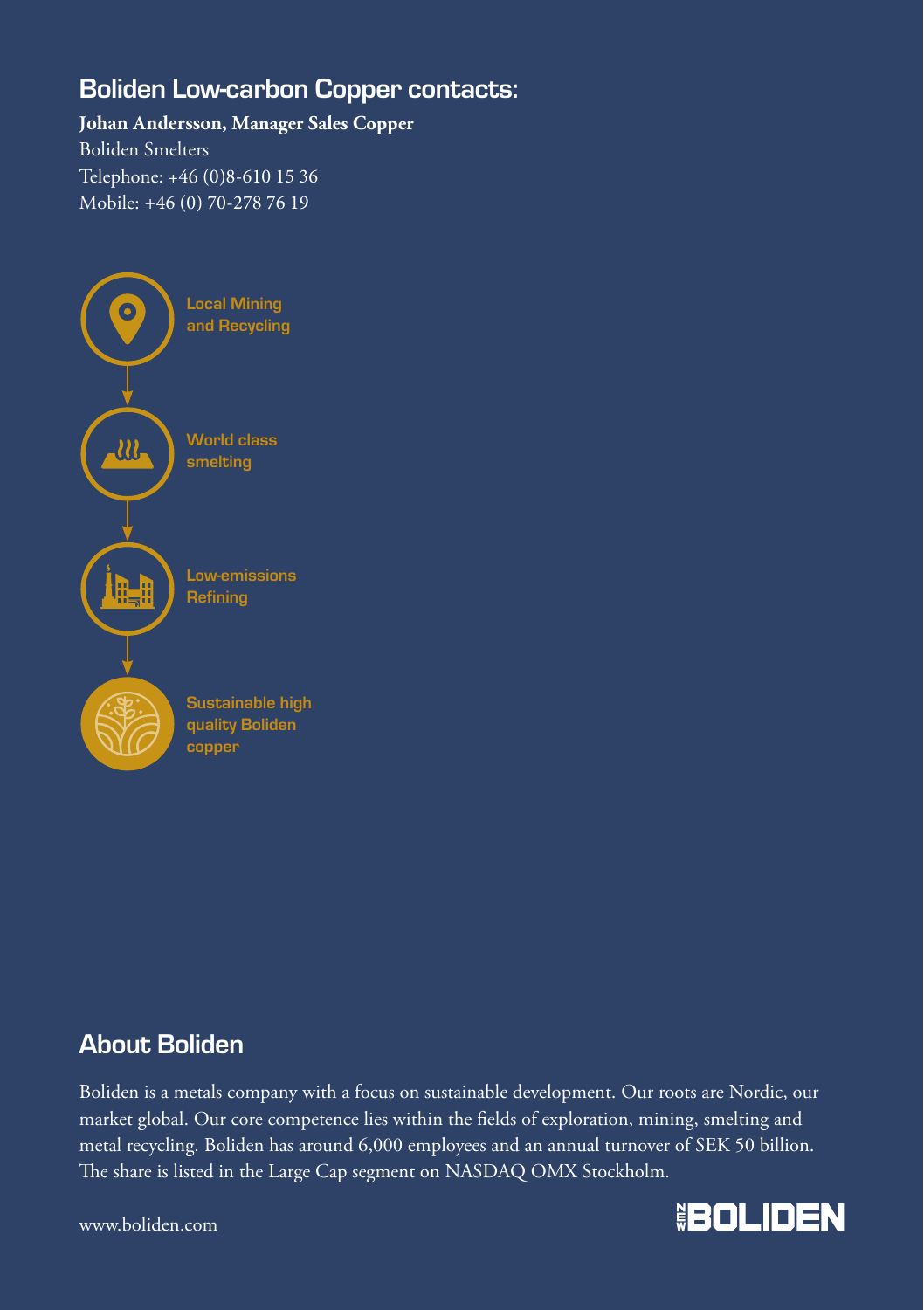## Boliden Low-carbon Copper contacts:

**Johan Andersson, Manager Sales Copper**
Boliden Smelters
Telephone: +46 (0)8-610 15 36
Mobile: +46 (0) 70-278 76 19

Local Mining and Recycling

World class smelting

Low-emissions Refining

Sustainable high quality Boliden copper

## About Boliden

Boliden is a metals company with a focus on sustainable development. Our roots are Nordic, our market global. Our core competence lies within the fields of exploration, mining, smelting and metal recycling. Boliden has around 6,000 employees and an annual turnover of SEK 50 billion. The share is listed in the Large Cap segment on NASDAQ OMX Stockholm.

www.boliden.com

NEW BOLIDEN